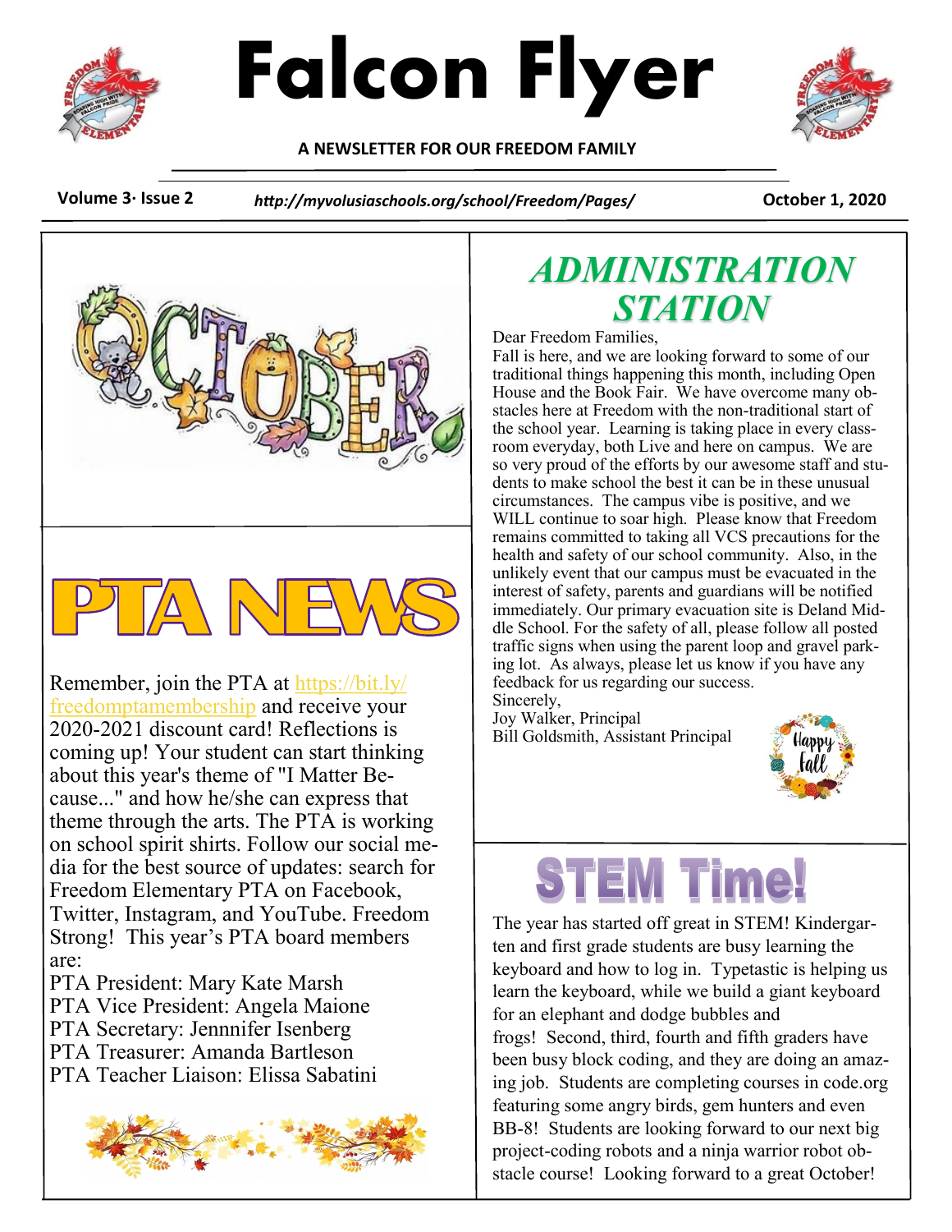# Falcon Flyer

**A NEWSLETTER FOR OUR FREEDOM FAMILY**

**Volume 3· Issue 2** | ***http://myvolusiaschools.org/school/Freedom/Pages/*** | **October 1, 2020**

## PTA NEWS

Remember, join the PTA at https://bit.ly/freedomptamembership and receive your 2020-2021 discount card! Reflections is coming up! Your student can start thinking about this year's theme of "I Matter Because..." and how he/she can express that theme through the arts. The PTA is working on school spirit shirts. Follow our social media for the best source of updates: search for Freedom Elementary PTA on Facebook, Twitter, Instagram, and YouTube. Freedom Strong! This year's PTA board members are:

PTA President: Mary Kate Marsh
PTA Vice President: Angela Maione
PTA Secretary: Jennnifer Isenberg
PTA Treasurer: Amanda Bartleson
PTA Teacher Liaison: Elissa Sabatini

## *ADMINISTRATION STATION*

Dear Freedom Families,

Fall is here, and we are looking forward to some of our traditional things happening this month, including Open House and the Book Fair. We have overcome many obstacles here at Freedom with the non-traditional start of the school year. Learning is taking place in every classroom everyday, both Live and here on campus. We are so very proud of the efforts by our awesome staff and students to make school the best it can be in these unusual circumstances. The campus vibe is positive, and we WILL continue to soar high. Please know that Freedom remains committed to taking all VCS precautions for the health and safety of our school community. Also, in the unlikely event that our campus must be evacuated in the interest of safety, parents and guardians will be notified immediately. Our primary evacuation site is Deland Middle School. For the safety of all, please follow all posted traffic signs when using the parent loop and gravel parking lot. As always, please let us know if you have any feedback for us regarding our success.

Sincerely,
Joy Walker, Principal
Bill Goldsmith, Assistant Principal

## STEM Time!

The year has started off great in STEM! Kindergarten and first grade students are busy learning the keyboard and how to log in. Typetastic is helping us learn the keyboard, while we build a giant keyboard for an elephant and dodge bubbles and frogs! Second, third, fourth and fifth graders have been busy block coding, and they are doing an amazing job. Students are completing courses in code.org featuring some angry birds, gem hunters and even BB-8! Students are looking forward to our next big project-coding robots and a ninja warrior robot obstacle course! Looking forward to a great October!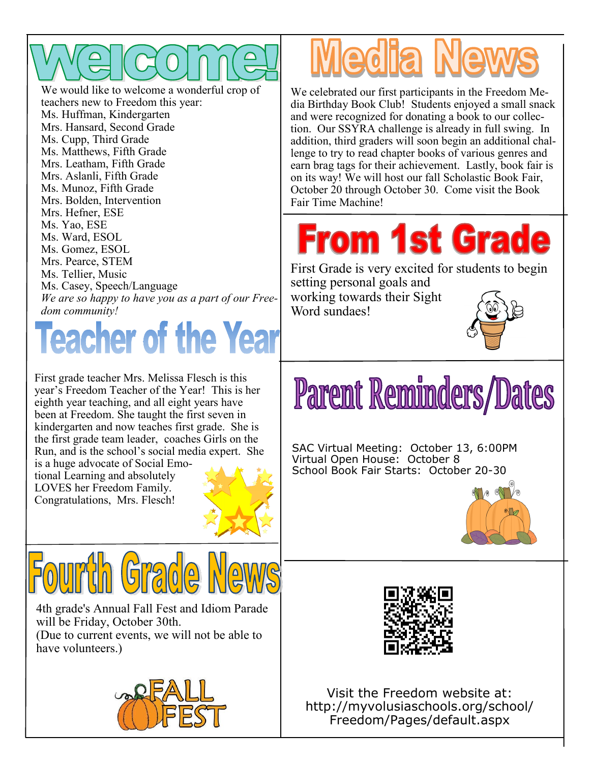# Welcome!

We would like to welcome a wonderful crop of teachers new to Freedom this year:

Ms. Huffman, Kindergarten
Mrs. Hansard, Second Grade
Ms. Cupp, Third Grade
Ms. Matthews, Fifth Grade
Mrs. Leatham, Fifth Grade
Mrs. Aslanli, Fifth Grade
Ms. Munoz, Fifth Grade
Mrs. Bolden, Intervention
Mrs. Hefner, ESE
Ms. Yao, ESE
Ms. Ward, ESOL
Ms. Gomez, ESOL
Mrs. Pearce, STEM
Ms. Tellier, Music
Ms. Casey, Speech/Language

*We are so happy to have you as a part of our Freedom community!*

# Teacher of the Year

First grade teacher Mrs. Melissa Flesch is this year's Freedom Teacher of the Year! This is her eighth year teaching, and all eight years have been at Freedom. She taught the first seven in kindergarten and now teaches first grade. She is the first grade team leader, coaches Girls on the Run, and is the school's social media expert. She is a huge advocate of Social Emotional Learning and absolutely LOVES her Freedom Family. Congratulations, Mrs. Flesch!

# Fourth Grade News

4th grade's Annual Fall Fest and Idiom Parade will be Friday, October 30th.
(Due to current events, we will not be able to have volunteers.)

# Media News

We celebrated our first participants in the Freedom Media Birthday Book Club! Students enjoyed a small snack and were recognized for donating a book to our collection. Our SSYRA challenge is already in full swing. In addition, third graders will soon begin an additional challenge to try to read chapter books of various genres and earn brag tags for their achievement. Lastly, book fair is on its way! We will host our fall Scholastic Book Fair, October 20 through October 30. Come visit the Book Fair Time Machine!

# From 1st Grade

First Grade is very excited for students to begin setting personal goals and working towards their Sight Word sundaes!

# Parent Reminders/Dates

SAC Virtual Meeting: October 13, 6:00PM
Virtual Open House: October 8
School Book Fair Starts: October 20-30

Visit the Freedom website at:
http://myvolusiaschools.org/school/Freedom/Pages/default.aspx